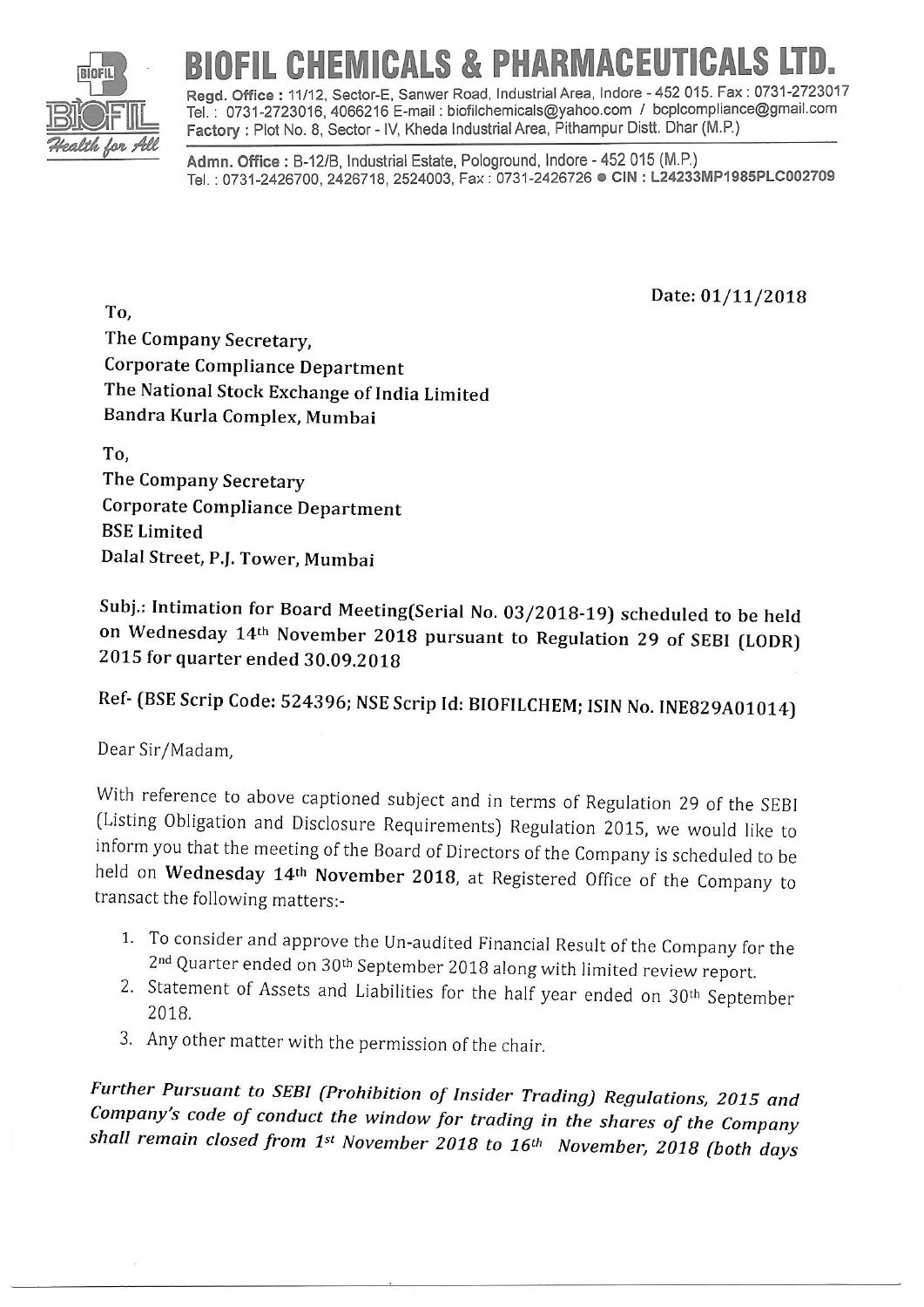# BIOFIL CHEMICALS & PHARMACEUTICALS LTD.

**Regd. Office :** 11/12, Sector-E, Sanwer Road, Industrial Area, Indore - 452 015. Fax : 0731-2723017
Tel. : 0731-2723016, 4066216 E-mail : biofilchemicals@yahoo.com / bcplcompliance@gmail.com
**Factory :** Plot No. 8, Sector - IV, Kheda Industrial Area, Pithampur Distt. Dhar (M.P.)

**Admn. Office :** B-12/B, Industrial Estate, Pologround, Indore - 452 015 (M.P.)
Tel. : 0731-2426700, 2426718, 2524003, Fax : 0731-2426726 ● **CIN : L24233MP1985PLC002709**

Date: 01/11/2018

To,
The Company Secretary,
Corporate Compliance Department
The National Stock Exchange of India Limited
Bandra Kurla Complex, Mumbai

To,
The Company Secretary
Corporate Compliance Department
BSE Limited
Dalal Street, P.J. Tower, Mumbai

**Subj.: Intimation for Board Meeting(Serial No. 03/2018-19) scheduled to be held on Wednesday 14th November 2018 pursuant to Regulation 29 of SEBI (LODR) 2015 for quarter ended 30.09.2018**

**Ref- (BSE Scrip Code: 524396; NSE Scrip Id: BIOFILCHEM; ISIN No. INE829A01014)**

Dear Sir/Madam,

With reference to above captioned subject and in terms of Regulation 29 of the SEBI (Listing Obligation and Disclosure Requirements) Regulation 2015, we would like to inform you that the meeting of the Board of Directors of the Company is scheduled to be held on **Wednesday 14th November 2018**, at Registered Office of the Company to transact the following matters:-

1. To consider and approve the Un-audited Financial Result of the Company for the 2nd Quarter ended on 30th September 2018 along with limited review report.
2. Statement of Assets and Liabilities for the half year ended on 30th September 2018.
3. Any other matter with the permission of the chair.

*Further Pursuant to SEBI (Prohibition of Insider Trading) Regulations, 2015 and Company's code of conduct the window for trading in the shares of the Company shall remain closed from 1st November 2018 to 16th November, 2018 (both days*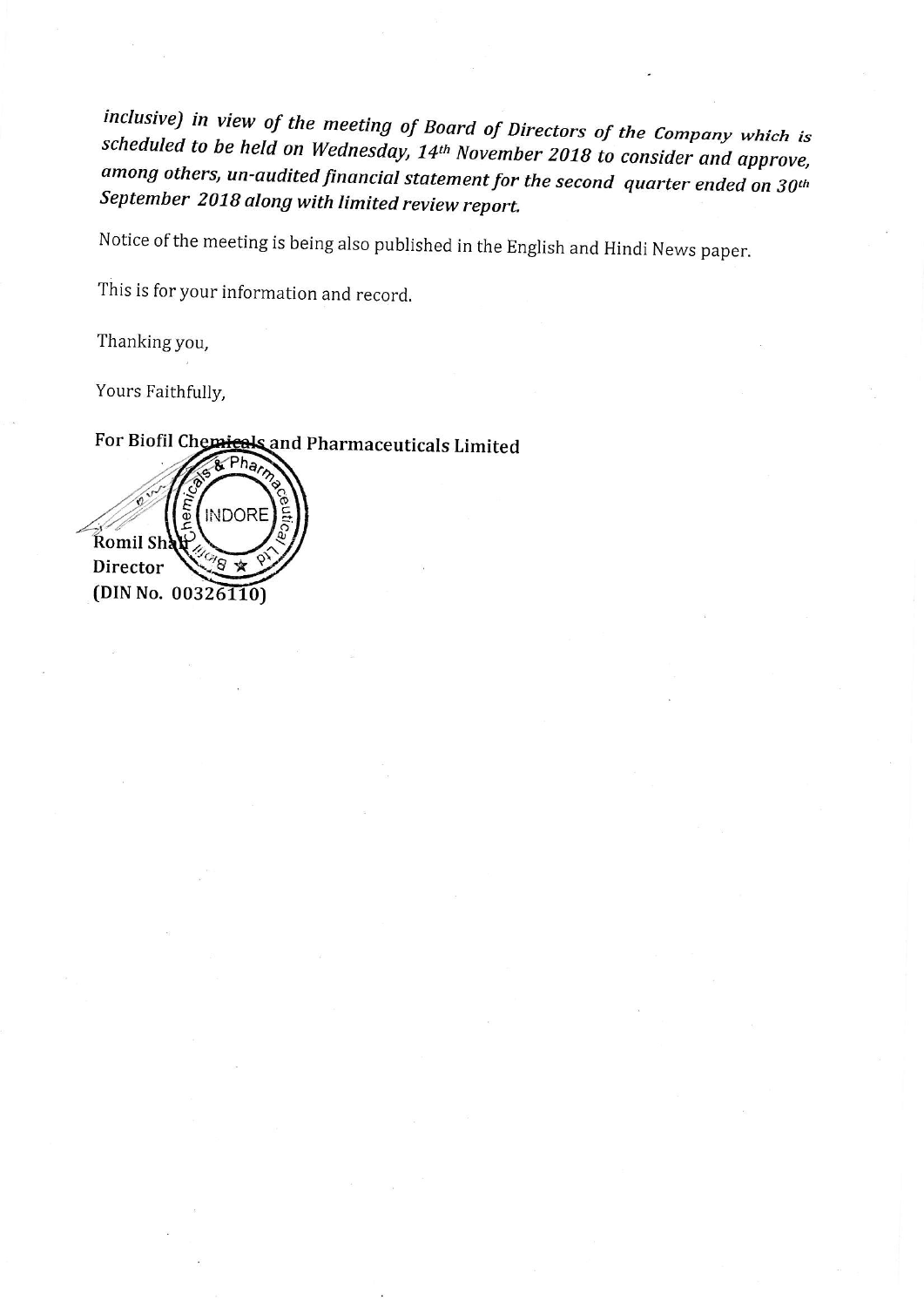*inclusive) in view of the meeting of Board of Directors of the Company which is scheduled to be held on Wednesday, 14th November 2018 to consider and approve, among others, un-audited financial statement for the second quarter ended on 30th September 2018 along with limited review report.*

Notice of the meeting is being also published in the English and Hindi News paper.

This is for your information and record.

Thanking you,

Yours Faithfully,

**For Biofil Chemicals and Pharmaceuticals Limited**

**Romil Shah**
**Director**
**(DIN No. 00326110)**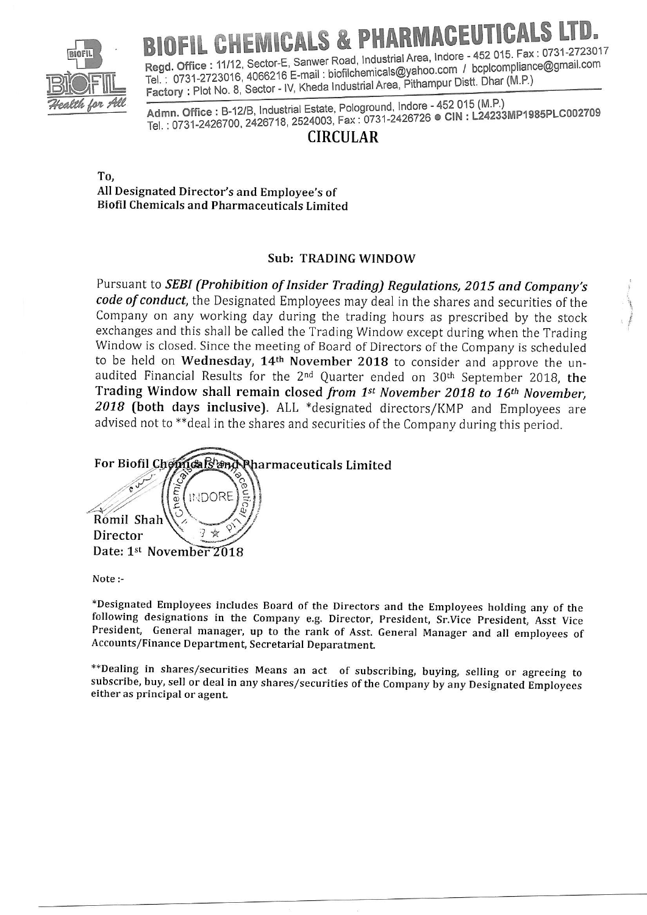# BIOFIL CHEMICALS & PHARMACEUTICALS LTD.

**Regd. Office :** 11/12, Sector-E, Sanwer Road, Industrial Area, Indore - 452 015. Fax : 0731-2723017
Tel. : 0731-2723016, 4066216 E-mail : biofilchemicals@yahoo.com / bcplcompliance@gmail.com
**Factory :** Plot No. 8, Sector - IV, Kheda Industrial Area, Pithampur Distt. Dhar (M.P.)

**Admn. Office :** B-12/B, Industrial Estate, Pologround, Indore - 452 015 (M.P.)
Tel. : 0731-2426700, 2426718, 2524003, Fax : 0731-2426726 ● **CIN : L24233MP1985PLC002709**

## CIRCULAR

To,
**All Designated Director's and Employee's of**
**Biofil Chemicals and Pharmaceuticals Limited**

**Sub: TRADING WINDOW**

Pursuant to ***SEBI (Prohibition of Insider Trading) Regulations, 2015 and Company's code of conduct***, the Designated Employees may deal in the shares and securities of the Company on any working day during the trading hours as prescribed by the stock exchanges and this shall be called the Trading Window except during when the Trading Window is closed. Since the meeting of Board of Directors of the Company is scheduled to be held on **Wednesday, 14th November 2018** to consider and approve the un-audited Financial Results for the 2nd Quarter ended on 30th September 2018, **the Trading Window shall remain closed *from 1st November 2018 to 16th November, 2018* (both days inclusive)**. ALL *designated directors/KMP and Employees are advised not to **deal in the shares and securities of the Company during this period.

**For Biofil Chemicals and Pharmaceuticals Limited**

**Romil Shah**
**Director**
**Date: 1st November 2018**

Note :-

*Designated Employees includes Board of the Directors and the Employees holding any of the following designations in the Company e.g. Director, President, Sr.Vice President, Asst Vice President, General manager, up to the rank of Asst. General Manager and all employees of Accounts/Finance Department, Secretarial Deparatment.

**Dealing in shares/securities Means an act of subscribing, buying, selling or agreeing to subscribe, buy, sell or deal in any shares/securities of the Company by any Designated Employees either as principal or agent.